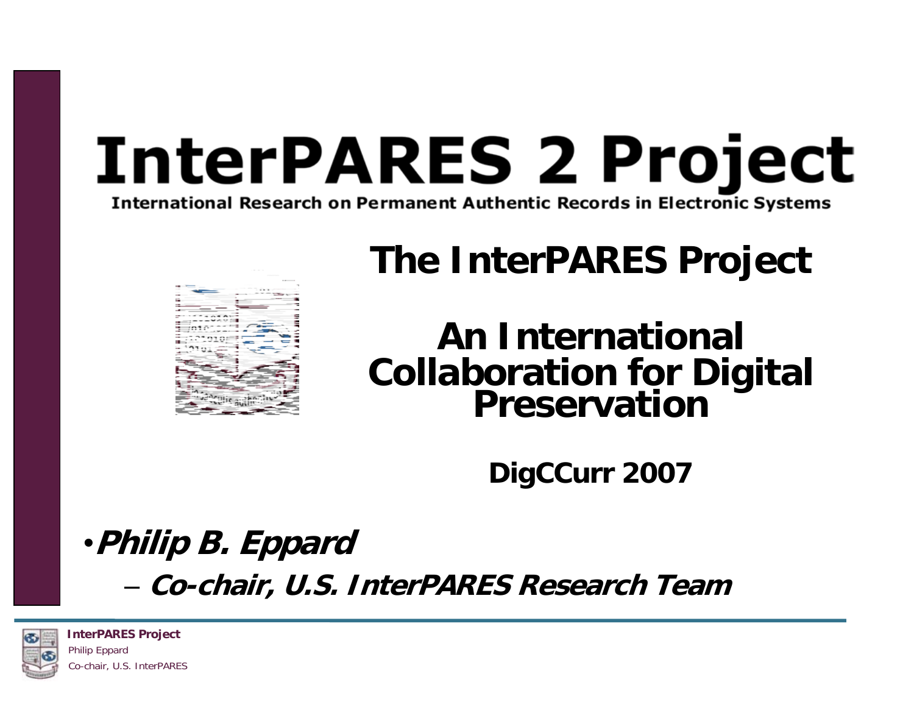# InterPARES 2 Project

**International Research on Permanent Authentic Records in Electronic Systems**

## The InterPARES Project

## An International Collaboration for Digital Preservation

**DigCCurr 2007**

- ***Philip B. Eppard***
  - ***Co-chair, U.S. InterPARES Research Team***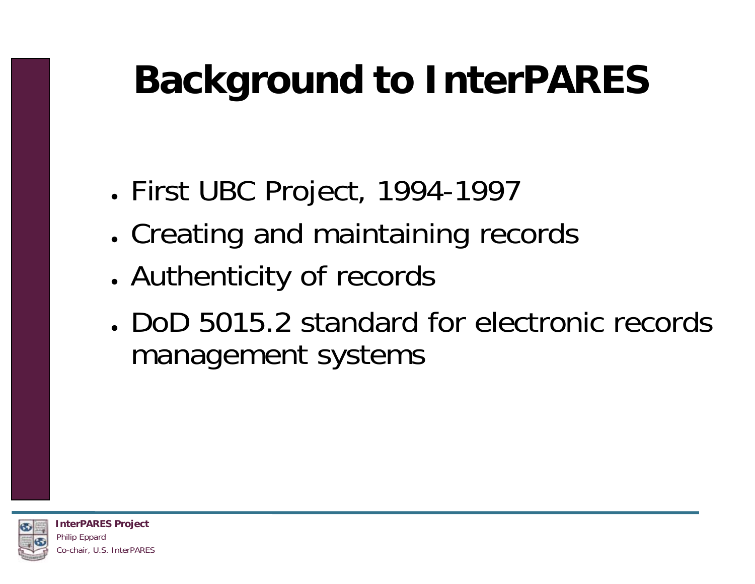# Background to InterPARES

- First UBC Project, 1994-1997
- Creating and maintaining records
- Authenticity of records
- DoD 5015.2 standard for electronic records management systems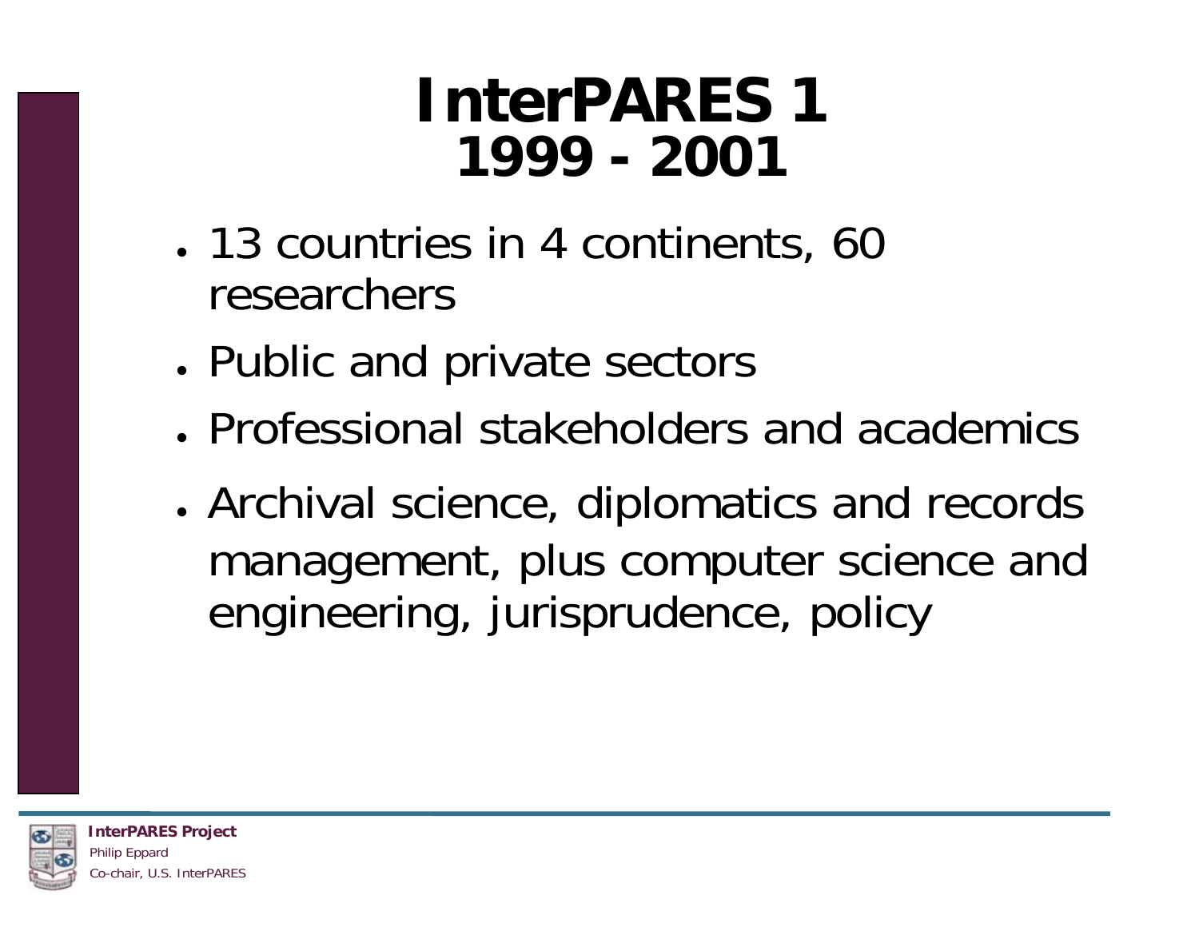# InterPARES 1
# 1999 - 2001

- 13 countries in 4 continents, 60 researchers
- Public and private sectors
- Professional stakeholders and academics
- Archival science, diplomatics and records management, plus computer science and engineering, jurisprudence, policy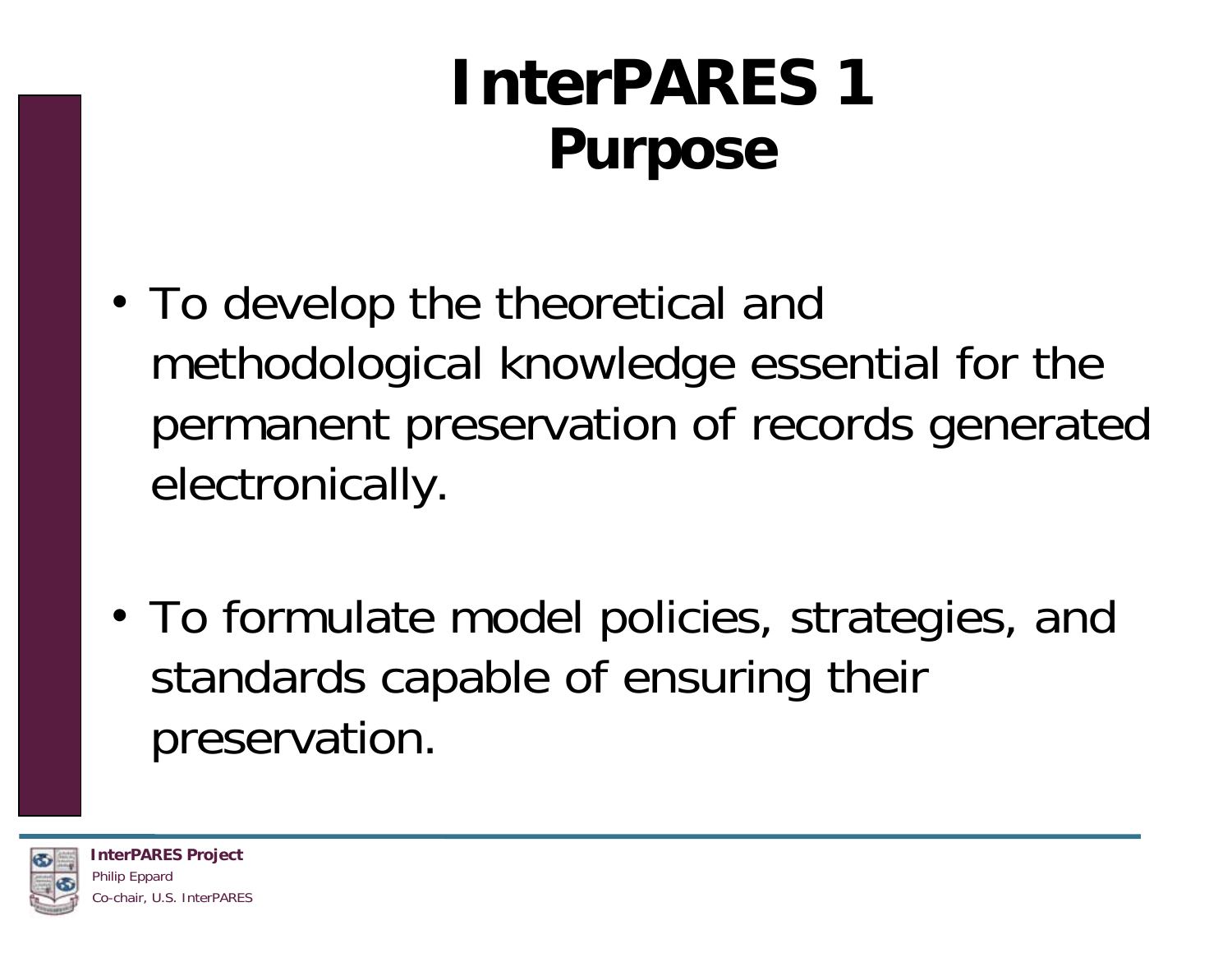# InterPARES 1
## Purpose

- To develop the theoretical and methodological knowledge essential for the permanent preservation of records generated electronically.

- To formulate model policies, strategies, and standards capable of ensuring their preservation.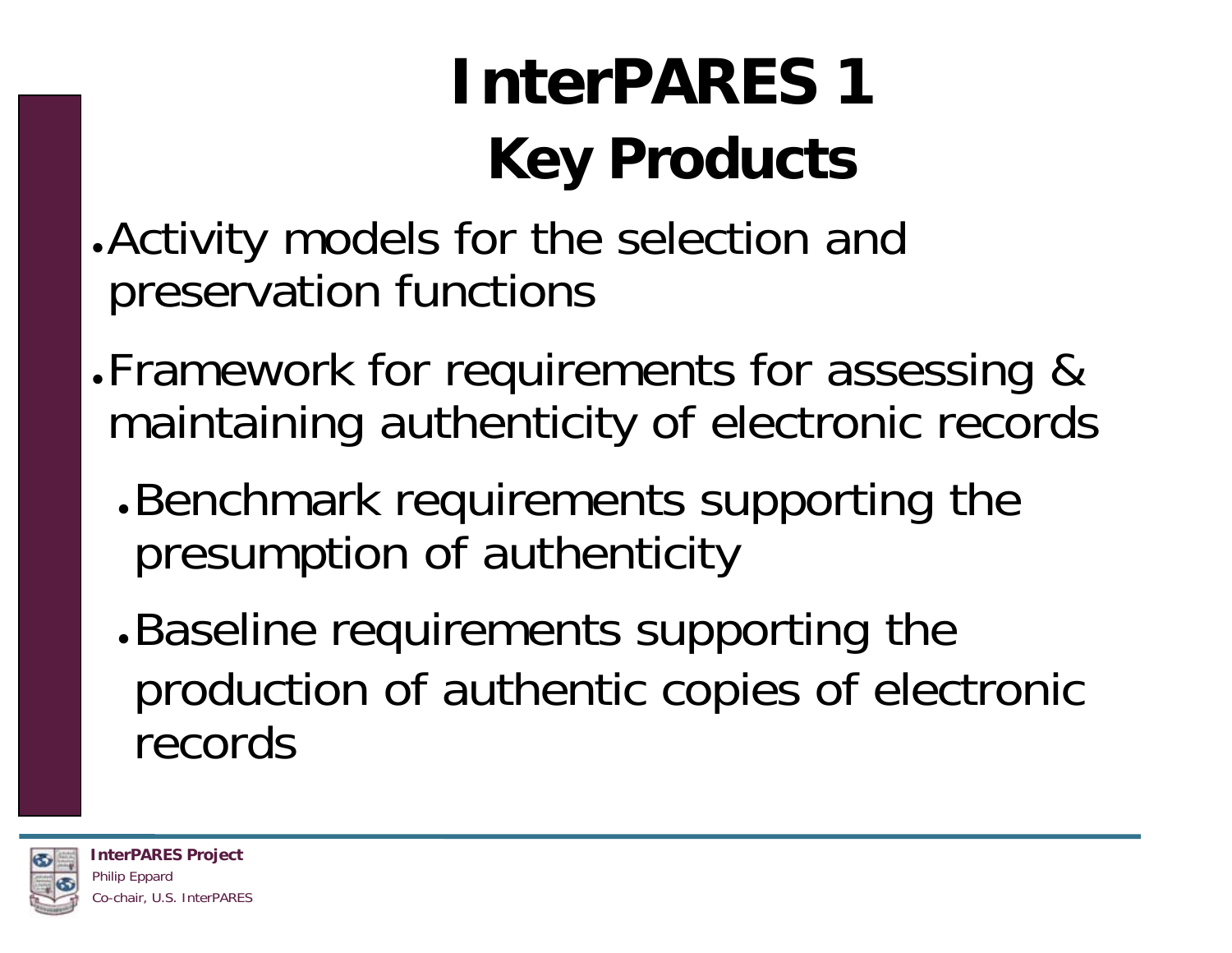# InterPARES 1
## Key Products

- Activity models for the selection and preservation functions
- Framework for requirements for assessing & maintaining authenticity of electronic records
  - Benchmark requirements supporting the presumption of authenticity
  - Baseline requirements supporting the production of authentic copies of electronic records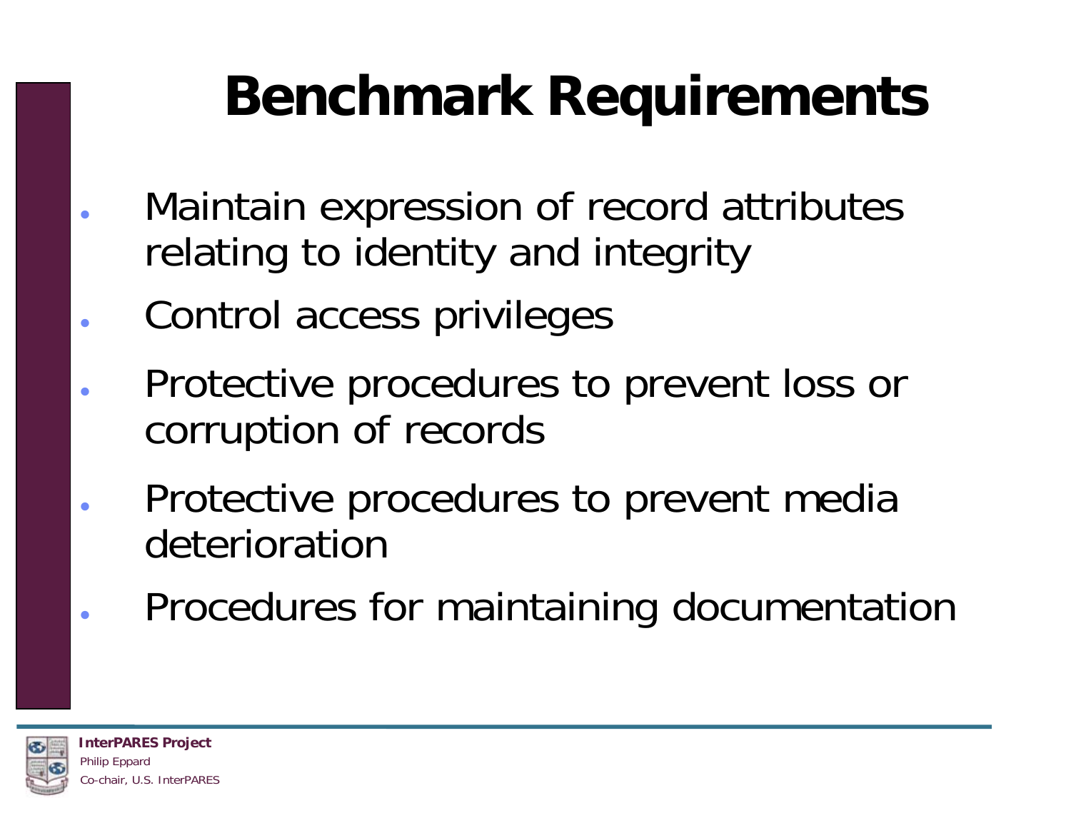# Benchmark Requirements

- Maintain expression of record attributes relating to identity and integrity
- Control access privileges
- Protective procedures to prevent loss or corruption of records
- Protective procedures to prevent media deterioration
- Procedures for maintaining documentation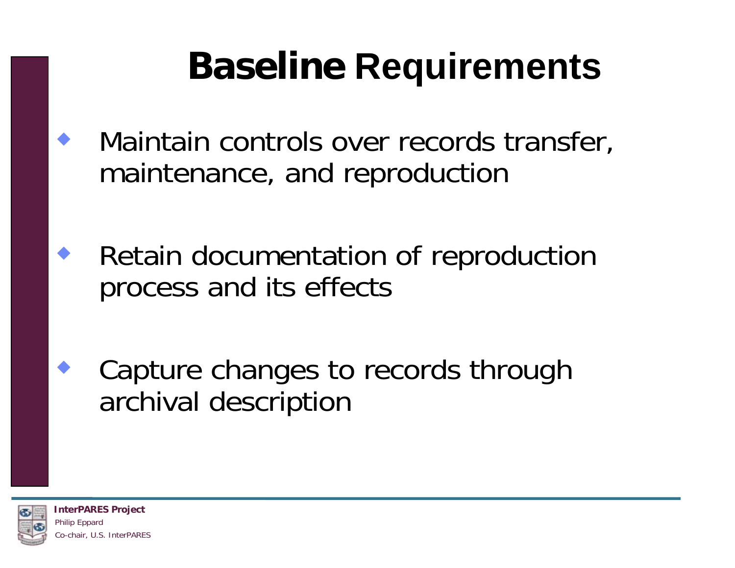# Baseline Requirements

- Maintain controls over records transfer, maintenance, and reproduction
- Retain documentation of reproduction process and its effects
- Capture changes to records through archival description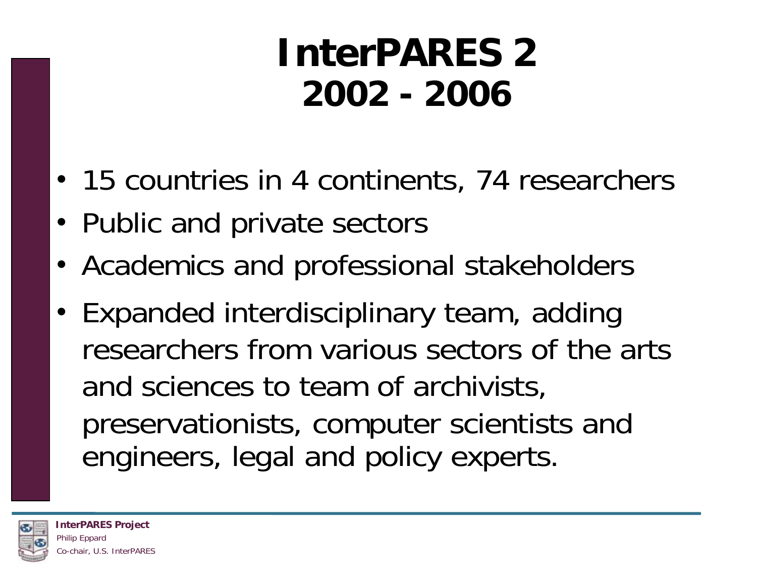# InterPARES 2
# 2002 - 2006

- 15 countries in 4 continents, 74 researchers
- Public and private sectors
- Academics and professional stakeholders
- Expanded interdisciplinary team, adding researchers from various sectors of the arts and sciences to team of archivists, preservationists, computer scientists and engineers, legal and policy experts.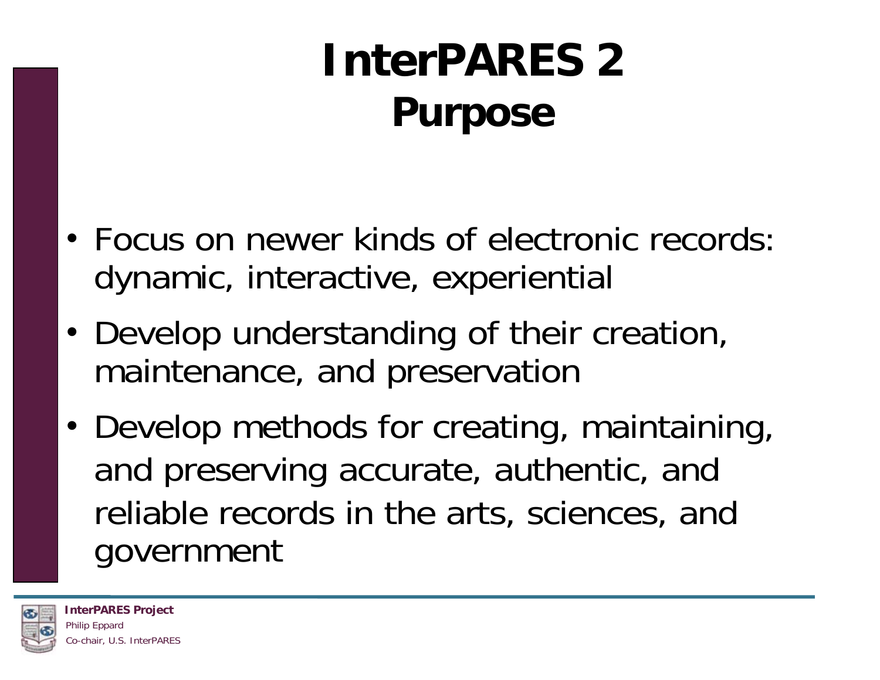# InterPARES 2
## Purpose

- Focus on newer kinds of electronic records: dynamic, interactive, experiential
- Develop understanding of their creation, maintenance, and preservation
- Develop methods for creating, maintaining, and preserving accurate, authentic, and reliable records in the arts, sciences, and government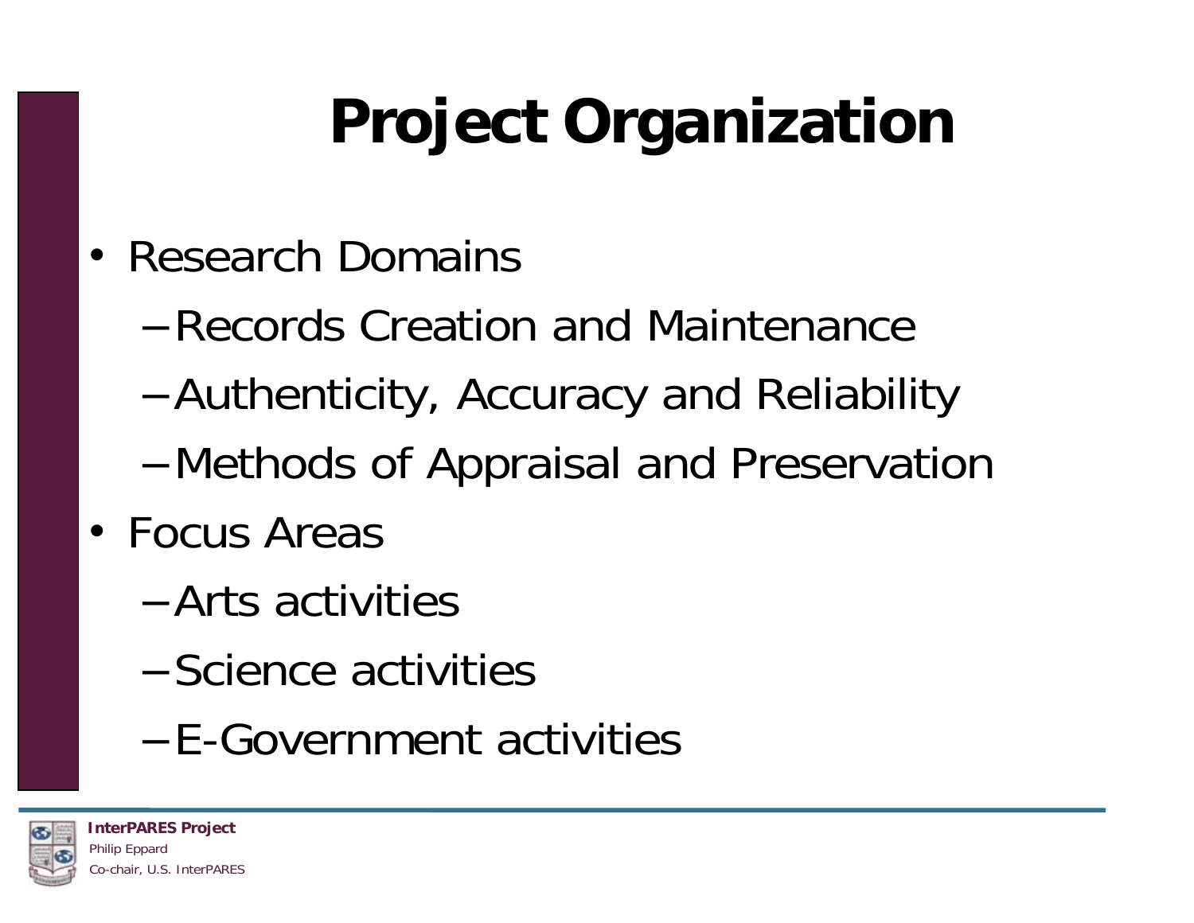# Project Organization

- Research Domains
  - Records Creation and Maintenance
  - Authenticity, Accuracy and Reliability
  - Methods of Appraisal and Preservation
- Focus Areas
  - Arts activities
  - Science activities
  - E-Government activities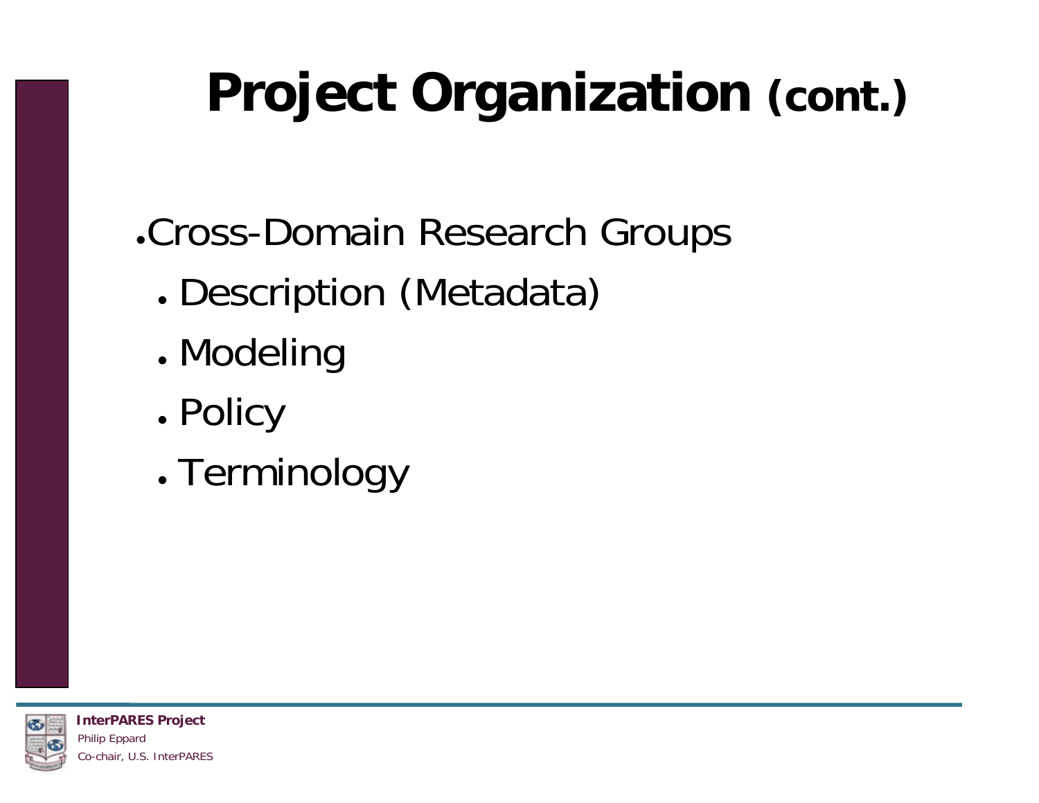# Project Organization (cont.)

- Cross-Domain Research Groups
  - Description (Metadata)
  - Modeling
  - Policy
  - Terminology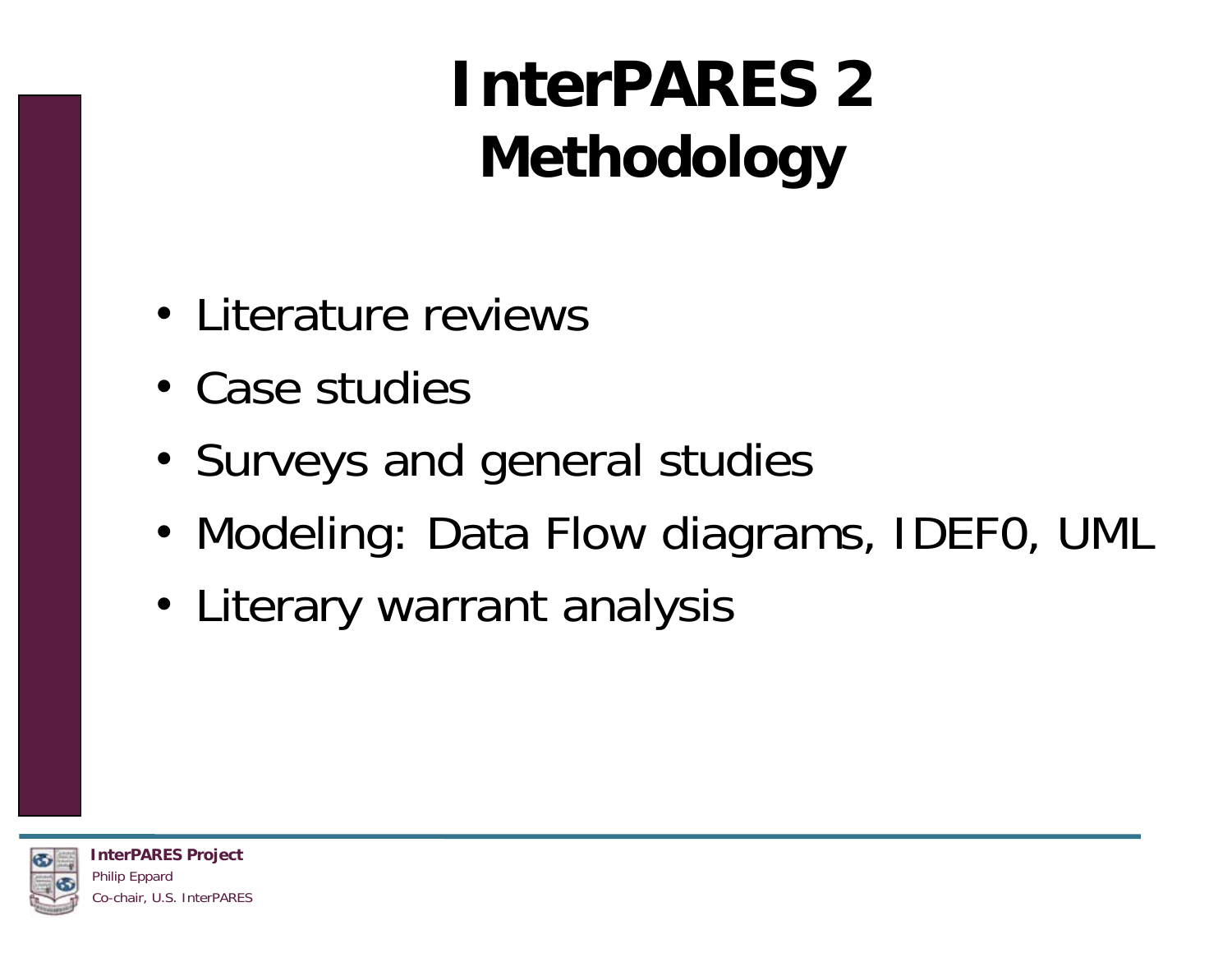# InterPARES 2 Methodology

- Literature reviews
- Case studies
- Surveys and general studies
- Modeling: Data Flow diagrams, IDEF0, UML
- Literary warrant analysis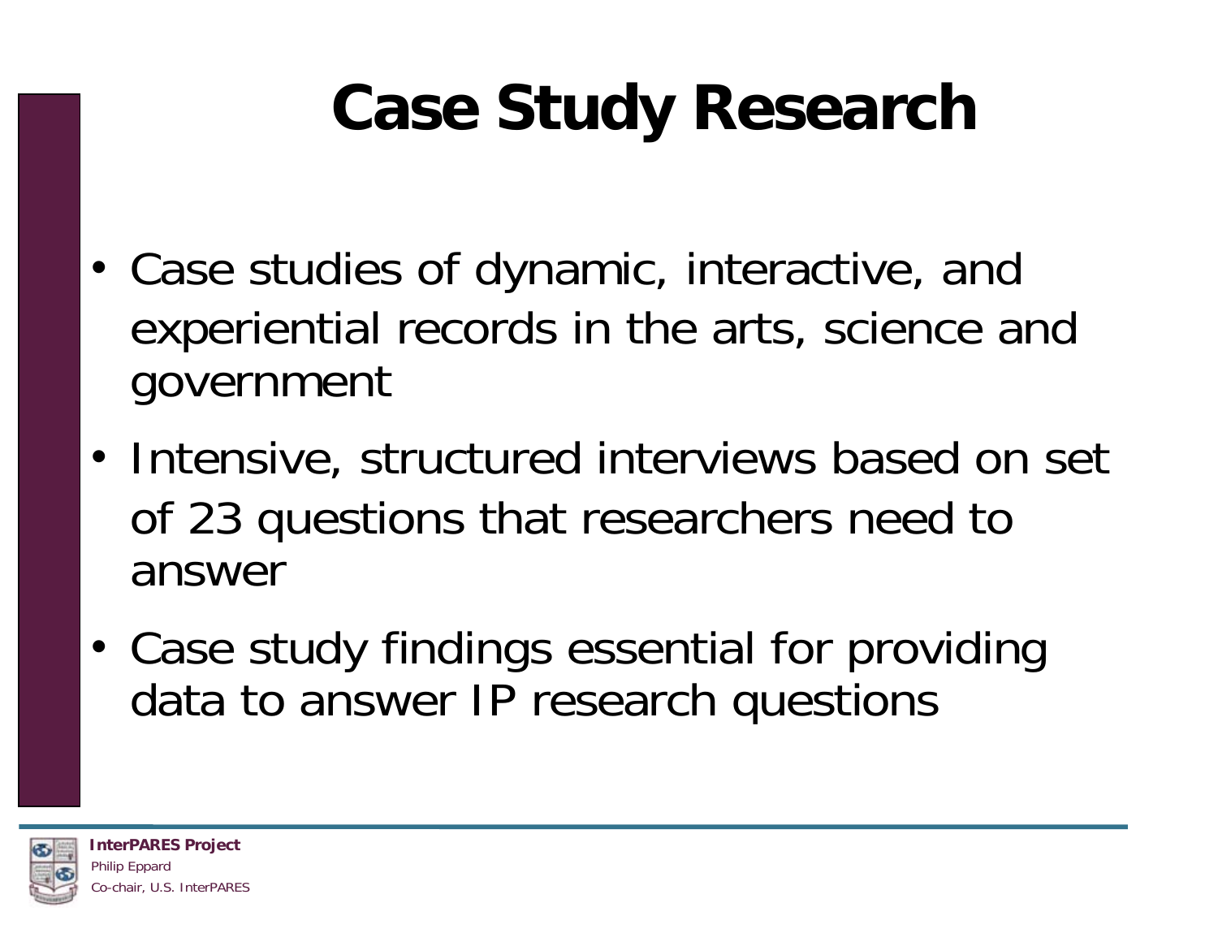# Case Study Research

- Case studies of dynamic, interactive, and experiential records in the arts, science and government
- Intensive, structured interviews based on set of 23 questions that researchers need to answer
- Case study findings essential for providing data to answer IP research questions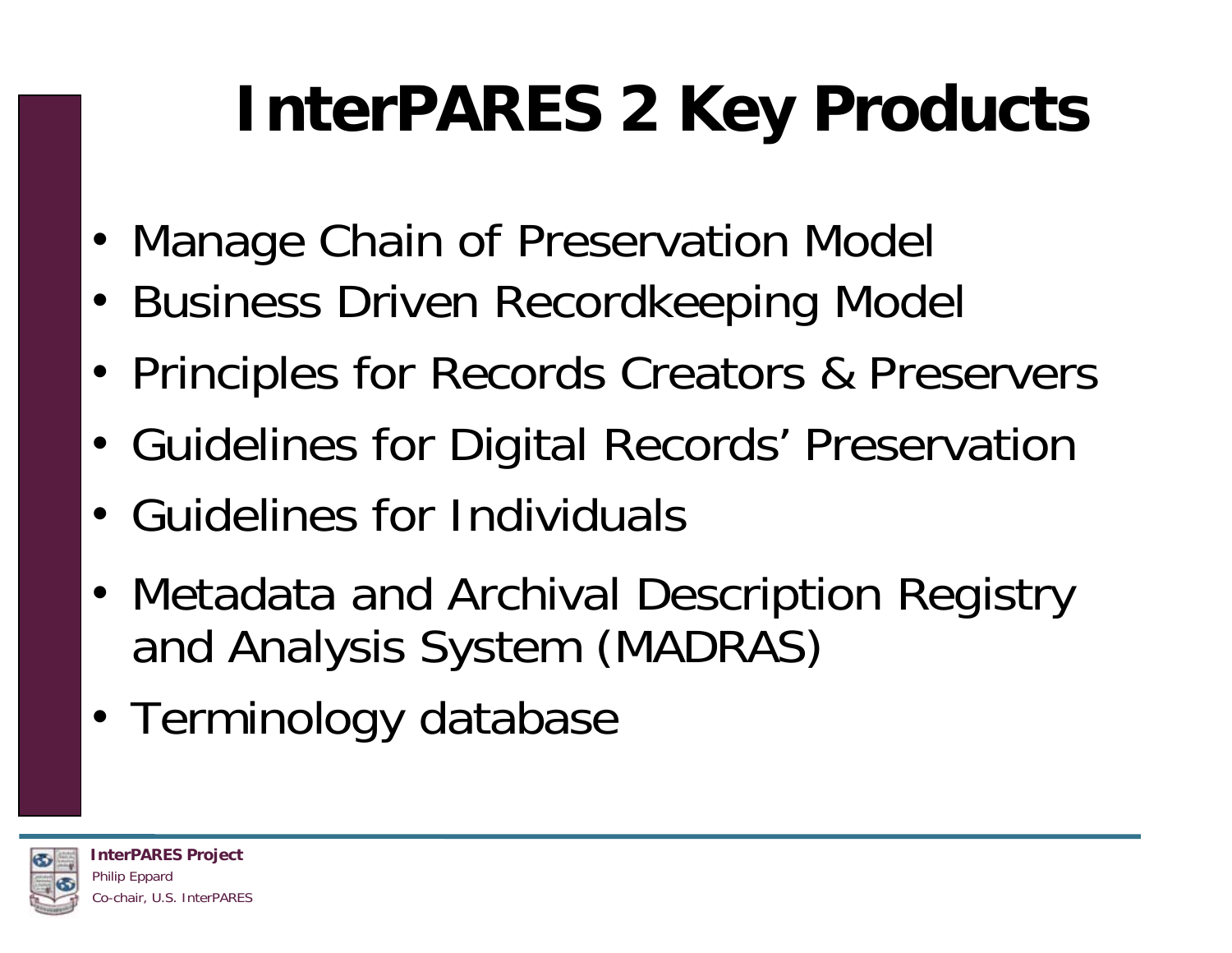# InterPARES 2 Key Products

- Manage Chain of Preservation Model
- Business Driven Recordkeeping Model
- Principles for Records Creators & Preservers
- Guidelines for Digital Records' Preservation
- Guidelines for Individuals
- Metadata and Archival Description Registry and Analysis System (MADRAS)
- Terminology database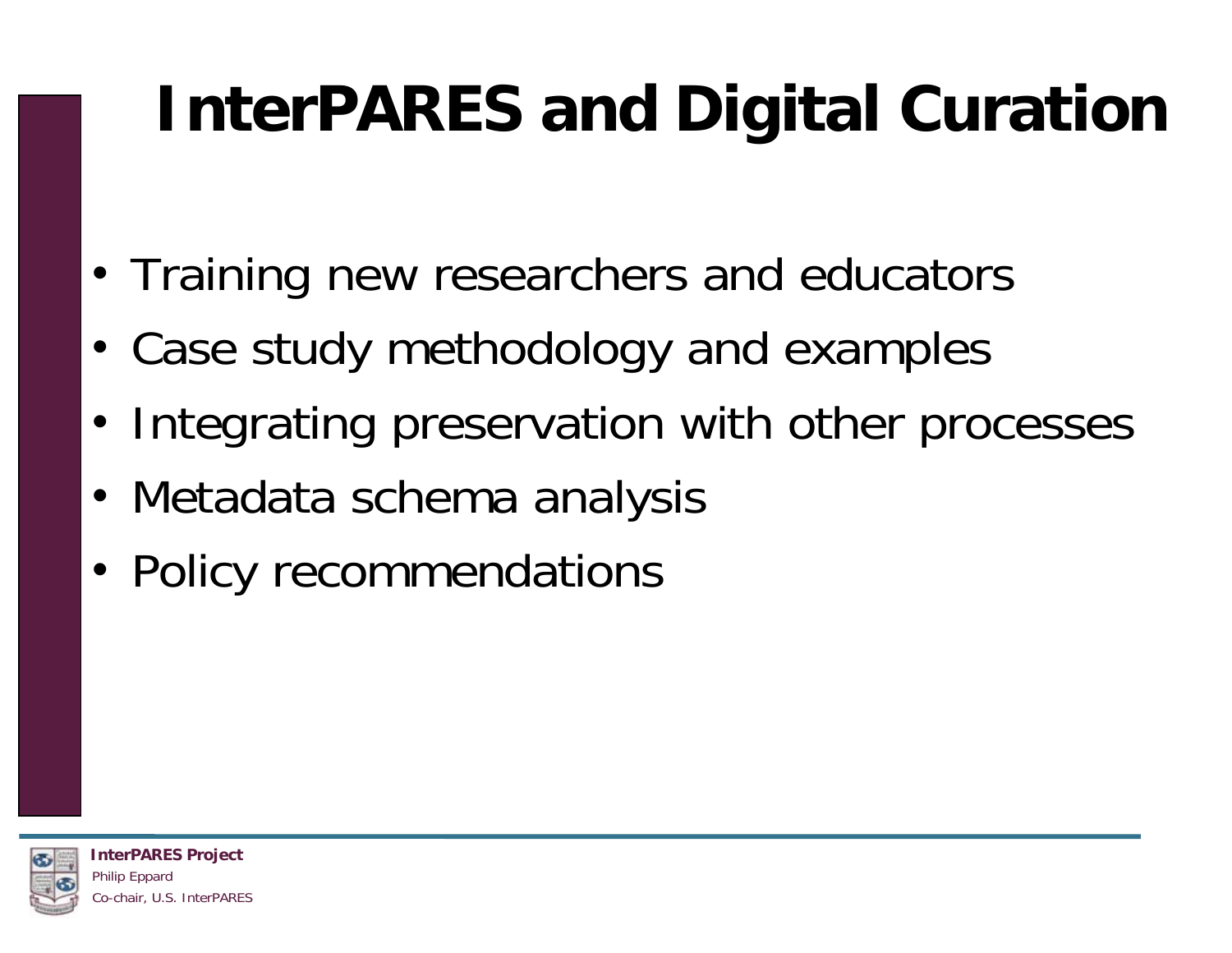# InterPARES and Digital Curation

- Training new researchers and educators
- Case study methodology and examples
- Integrating preservation with other processes
- Metadata schema analysis
- Policy recommendations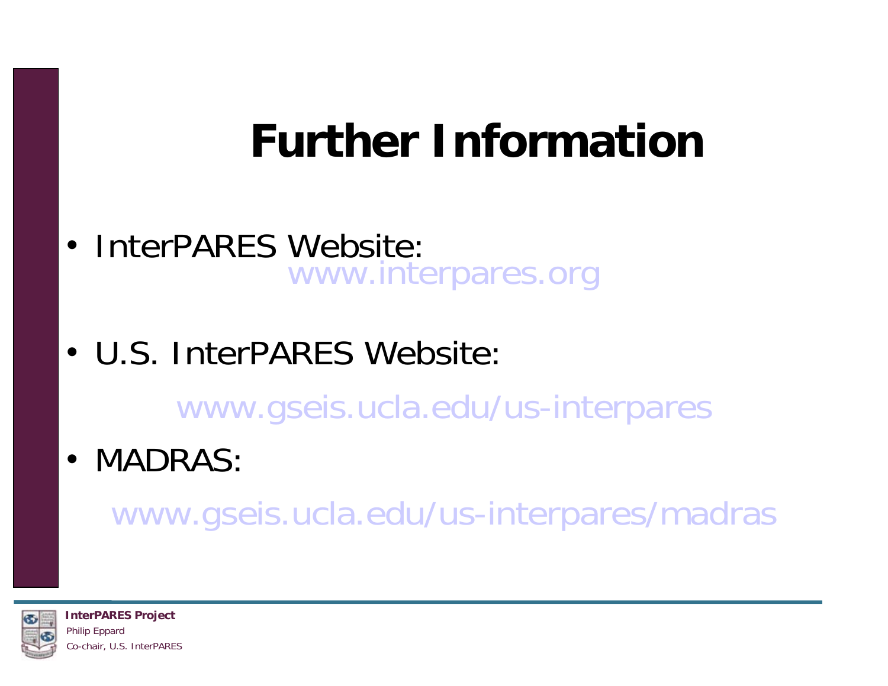# Further Information

- InterPARES Website:
  www.interpares.org

- U.S. InterPARES Website:

  www.gseis.ucla.edu/us-interpares

- MADRAS:

  www.gseis.ucla.edu/us-interpares/madras